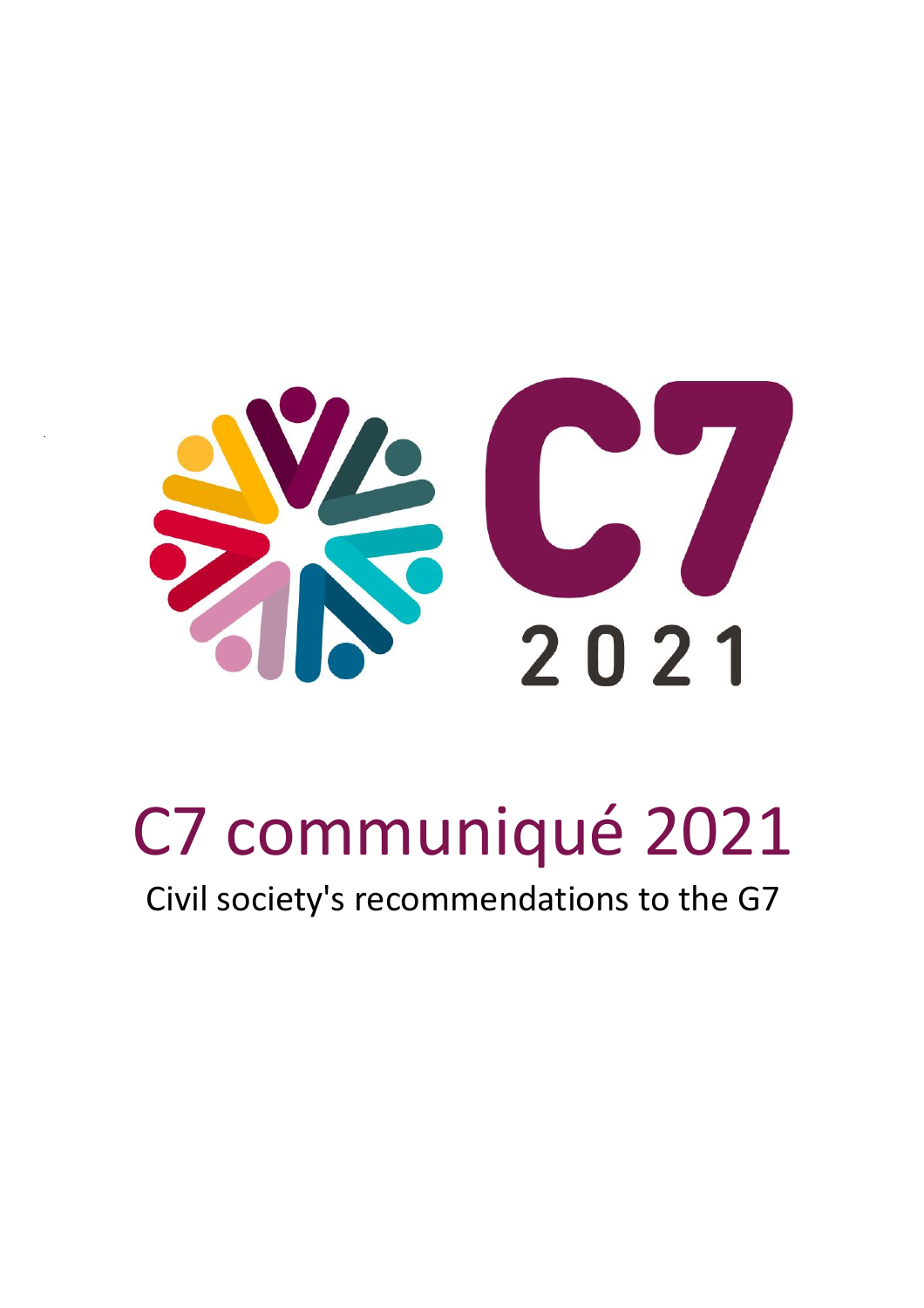# C7 communiqué 2021

Civil society's recommendations to the G7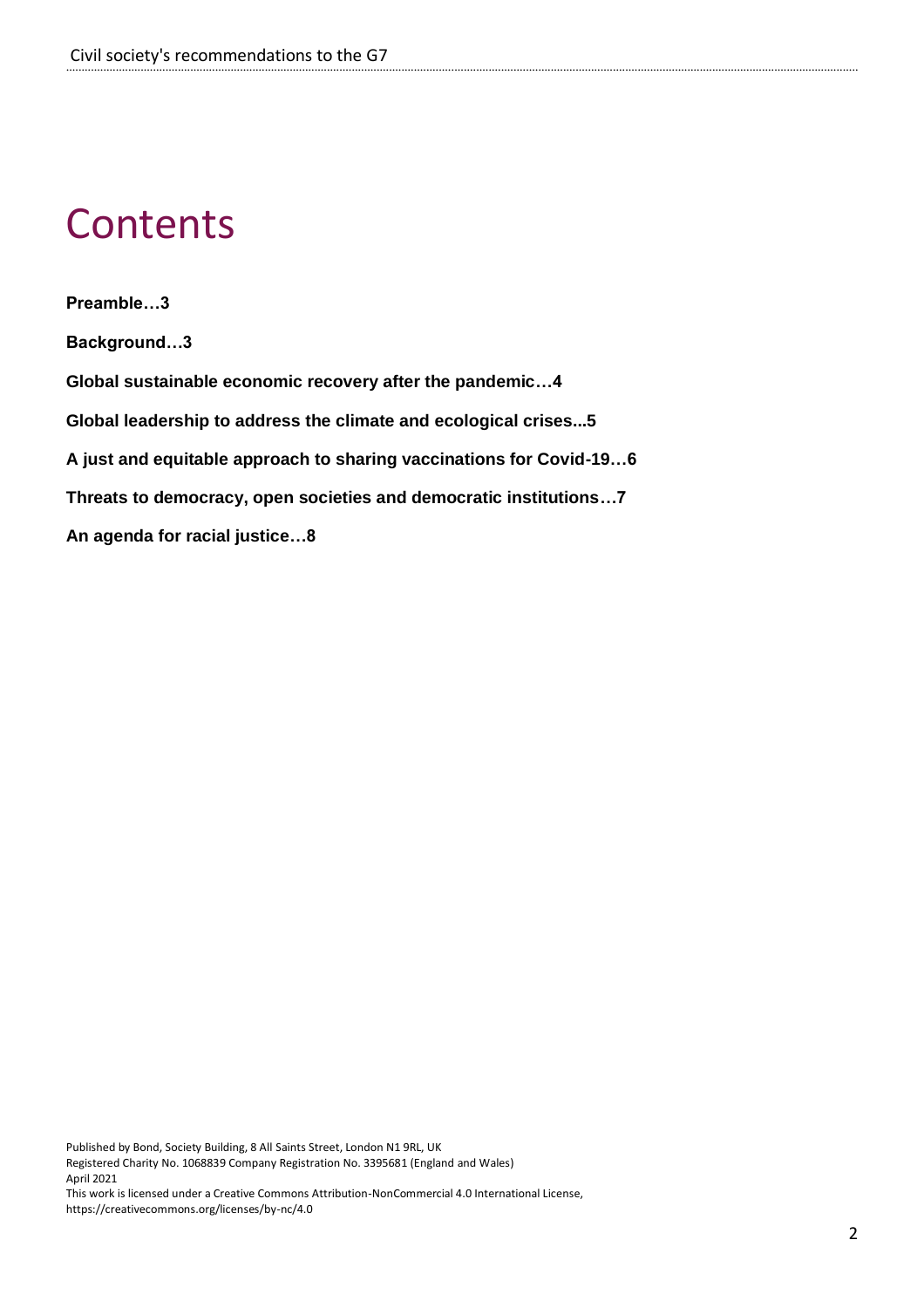# Contents

**Preamble…3**

**Background…3**

**Global sustainable economic recovery after the pandemic…4**

**Global leadership to address the climate and ecological crises...5**

**A just and equitable approach to sharing vaccinations for Covid-19…6**

**Threats to democracy, open societies and democratic institutions…7**

**An agenda for racial justice…8**

Published by Bond, Society Building, 8 All Saints Street, London N1 9RL, UK
Registered Charity No. 1068839 Company Registration No. 3395681 (England and Wales)
April 2021
This work is licensed under a Creative Commons Attribution-NonCommercial 4.0 International License, https://creativecommons.org/licenses/by-nc/4.0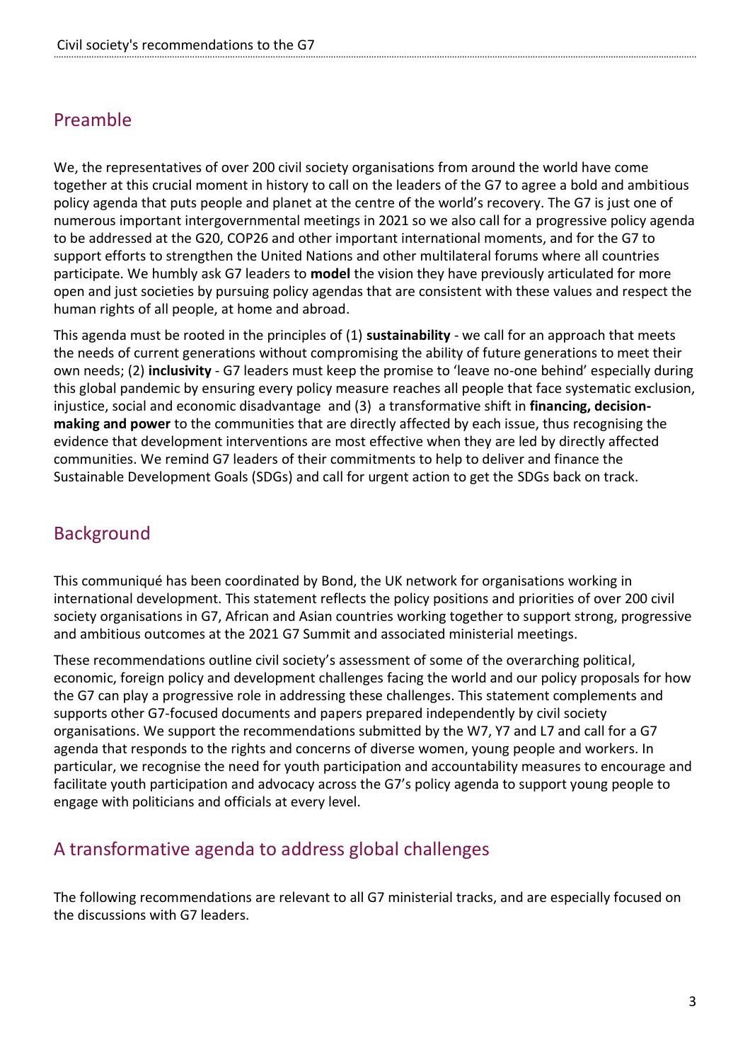## Preamble

We, the representatives of over 200 civil society organisations from around the world have come together at this crucial moment in history to call on the leaders of the G7 to agree a bold and ambitious policy agenda that puts people and planet at the centre of the world's recovery. The G7 is just one of numerous important intergovernmental meetings in 2021 so we also call for a progressive policy agenda to be addressed at the G20, COP26 and other important international moments, and for the G7 to support efforts to strengthen the United Nations and other multilateral forums where all countries participate. We humbly ask G7 leaders to **model** the vision they have previously articulated for more open and just societies by pursuing policy agendas that are consistent with these values and respect the human rights of all people, at home and abroad.

This agenda must be rooted in the principles of (1) **sustainability** - we call for an approach that meets the needs of current generations without compromising the ability of future generations to meet their own needs; (2) **inclusivity** - G7 leaders must keep the promise to 'leave no-one behind' especially during this global pandemic by ensuring every policy measure reaches all people that face systematic exclusion, injustice, social and economic disadvantage and (3) a transformative shift in **financing, decision-making and power** to the communities that are directly affected by each issue, thus recognising the evidence that development interventions are most effective when they are led by directly affected communities. We remind G7 leaders of their commitments to help to deliver and finance the Sustainable Development Goals (SDGs) and call for urgent action to get the SDGs back on track.

## Background

This communiqué has been coordinated by Bond, the UK network for organisations working in international development. This statement reflects the policy positions and priorities of over 200 civil society organisations in G7, African and Asian countries working together to support strong, progressive and ambitious outcomes at the 2021 G7 Summit and associated ministerial meetings.

These recommendations outline civil society's assessment of some of the overarching political, economic, foreign policy and development challenges facing the world and our policy proposals for how the G7 can play a progressive role in addressing these challenges. This statement complements and supports other G7-focused documents and papers prepared independently by civil society organisations. We support the recommendations submitted by the W7, Y7 and L7 and call for a G7 agenda that responds to the rights and concerns of diverse women, young people and workers. In particular, we recognise the need for youth participation and accountability measures to encourage and facilitate youth participation and advocacy across the G7's policy agenda to support young people to engage with politicians and officials at every level.

## A transformative agenda to address global challenges

The following recommendations are relevant to all G7 ministerial tracks, and are especially focused on the discussions with G7 leaders.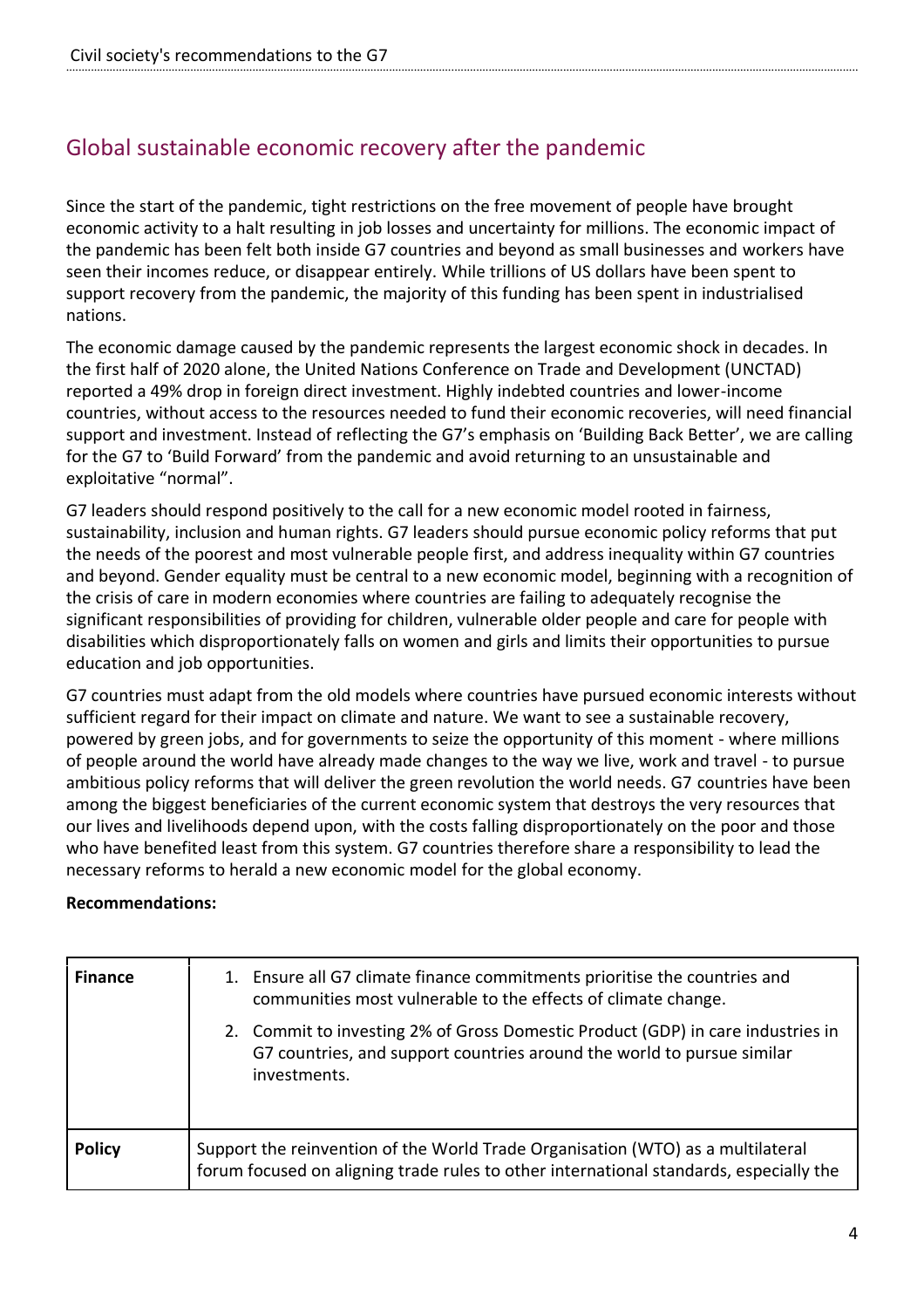## Global sustainable economic recovery after the pandemic

Since the start of the pandemic, tight restrictions on the free movement of people have brought economic activity to a halt resulting in job losses and uncertainty for millions. The economic impact of the pandemic has been felt both inside G7 countries and beyond as small businesses and workers have seen their incomes reduce, or disappear entirely. While trillions of US dollars have been spent to support recovery from the pandemic, the majority of this funding has been spent in industrialised nations.

The economic damage caused by the pandemic represents the largest economic shock in decades. In the first half of 2020 alone, the United Nations Conference on Trade and Development (UNCTAD) reported a 49% drop in foreign direct investment. Highly indebted countries and lower-income countries, without access to the resources needed to fund their economic recoveries, will need financial support and investment. Instead of reflecting the G7's emphasis on 'Building Back Better', we are calling for the G7 to 'Build Forward' from the pandemic and avoid returning to an unsustainable and exploitative "normal".

G7 leaders should respond positively to the call for a new economic model rooted in fairness, sustainability, inclusion and human rights. G7 leaders should pursue economic policy reforms that put the needs of the poorest and most vulnerable people first, and address inequality within G7 countries and beyond. Gender equality must be central to a new economic model, beginning with a recognition of the crisis of care in modern economies where countries are failing to adequately recognise the significant responsibilities of providing for children, vulnerable older people and care for people with disabilities which disproportionately falls on women and girls and limits their opportunities to pursue education and job opportunities.

G7 countries must adapt from the old models where countries have pursued economic interests without sufficient regard for their impact on climate and nature. We want to see a sustainable recovery, powered by green jobs, and for governments to seize the opportunity of this moment - where millions of people around the world have already made changes to the way we live, work and travel - to pursue ambitious policy reforms that will deliver the green revolution the world needs. G7 countries have been among the biggest beneficiaries of the current economic system that destroys the very resources that our lives and livelihoods depend upon, with the costs falling disproportionately on the poor and those who have benefited least from this system. G7 countries therefore share a responsibility to lead the necessary reforms to herald a new economic model for the global economy.

**Recommendations:**

| | |
|---|---|
| **Finance** | 1. Ensure all G7 climate finance commitments prioritise the countries and communities most vulnerable to the effects of climate change.<br>2. Commit to investing 2% of Gross Domestic Product (GDP) in care industries in G7 countries, and support countries around the world to pursue similar investments. |
| **Policy** | Support the reinvention of the World Trade Organisation (WTO) as a multilateral forum focused on aligning trade rules to other international standards, especially the |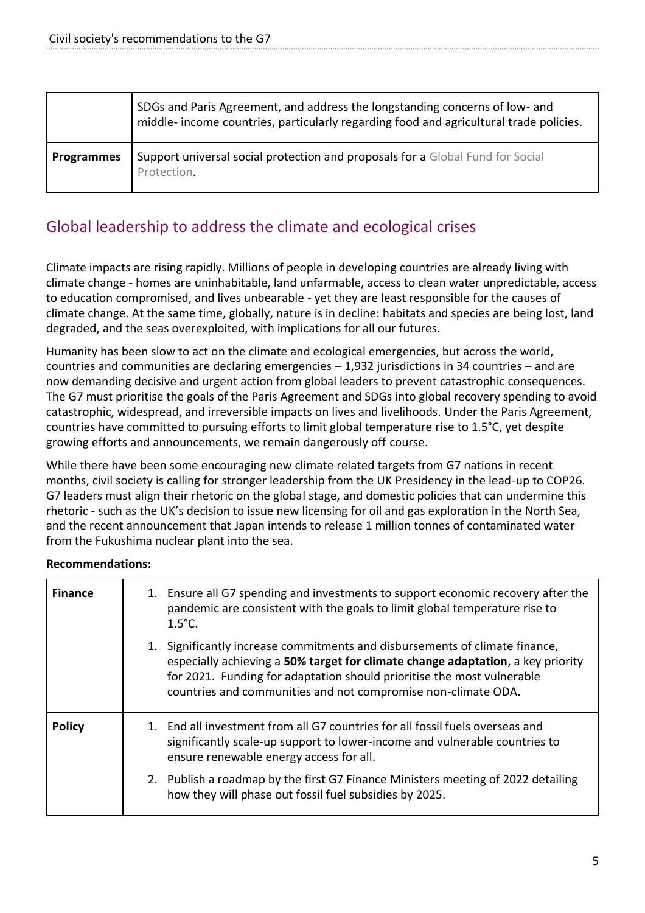| | |
|---|---|
| | SDGs and Paris Agreement, and address the longstanding concerns of low- and middle- income countries, particularly regarding food and agricultural trade policies. |
| **Programmes** | Support universal social protection and proposals for a Global Fund for Social Protection. |

## Global leadership to address the climate and ecological crises

Climate impacts are rising rapidly. Millions of people in developing countries are already living with climate change - homes are uninhabitable, land unfarmable, access to clean water unpredictable, access to education compromised, and lives unbearable - yet they are least responsible for the causes of climate change. At the same time, globally, nature is in decline: habitats and species are being lost, land degraded, and the seas overexploited, with implications for all our futures.

Humanity has been slow to act on the climate and ecological emergencies, but across the world, countries and communities are declaring emergencies – 1,932 jurisdictions in 34 countries – and are now demanding decisive and urgent action from global leaders to prevent catastrophic consequences. The G7 must prioritise the goals of the Paris Agreement and SDGs into global recovery spending to avoid catastrophic, widespread, and irreversible impacts on lives and livelihoods. Under the Paris Agreement, countries have committed to pursuing efforts to limit global temperature rise to 1.5°C, yet despite growing efforts and announcements, we remain dangerously off course.

While there have been some encouraging new climate related targets from G7 nations in recent months, civil society is calling for stronger leadership from the UK Presidency in the lead-up to COP26. G7 leaders must align their rhetoric on the global stage, and domestic policies that can undermine this rhetoric - such as the UK's decision to issue new licensing for oil and gas exploration in the North Sea, and the recent announcement that Japan intends to release 1 million tonnes of contaminated water from the Fukushima nuclear plant into the sea.

**Recommendations:**

| | |
|---|---|
| **Finance** | 1. Ensure all G7 spending and investments to support economic recovery after the pandemic are consistent with the goals to limit global temperature rise to 1.5°C.<br><br>1. Significantly increase commitments and disbursements of climate finance, especially achieving a **50% target for climate change adaptation**, a key priority for 2021. Funding for adaptation should prioritise the most vulnerable countries and communities and not compromise non-climate ODA. |
| **Policy** | 1. End all investment from all G7 countries for all fossil fuels overseas and significantly scale-up support to lower-income and vulnerable countries to ensure renewable energy access for all.<br><br>2. Publish a roadmap by the first G7 Finance Ministers meeting of 2022 detailing how they will phase out fossil fuel subsidies by 2025. |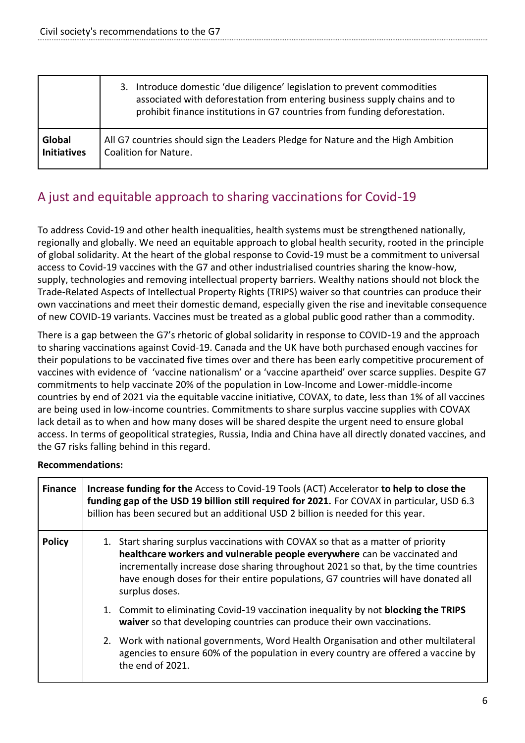|  |  |
|---|---|
|  | 3. Introduce domestic 'due diligence' legislation to prevent commodities associated with deforestation from entering business supply chains and to prohibit finance institutions in G7 countries from funding deforestation. |
| **Global Initiatives** | All G7 countries should sign the Leaders Pledge for Nature and the High Ambition Coalition for Nature. |

## A just and equitable approach to sharing vaccinations for Covid-19

To address Covid-19 and other health inequalities, health systems must be strengthened nationally, regionally and globally. We need an equitable approach to global health security, rooted in the principle of global solidarity. At the heart of the global response to Covid-19 must be a commitment to universal access to Covid-19 vaccines with the G7 and other industrialised countries sharing the know-how, supply, technologies and removing intellectual property barriers. Wealthy nations should not block the Trade-Related Aspects of Intellectual Property Rights (TRIPS) waiver so that countries can produce their own vaccinations and meet their domestic demand, especially given the rise and inevitable consequence of new COVID-19 variants. Vaccines must be treated as a global public good rather than a commodity.

There is a gap between the G7's rhetoric of global solidarity in response to COVID-19 and the approach to sharing vaccinations against Covid-19. Canada and the UK have both purchased enough vaccines for their populations to be vaccinated five times over and there has been early competitive procurement of vaccines with evidence of 'vaccine nationalism' or a 'vaccine apartheid' over scarce supplies. Despite G7 commitments to help vaccinate 20% of the population in Low-Income and Lower-middle-income countries by end of 2021 via the equitable vaccine initiative, COVAX, to date, less than 1% of all vaccines are being used in low-income countries. Commitments to share surplus vaccine supplies with COVAX lack detail as to when and how many doses will be shared despite the urgent need to ensure global access. In terms of geopolitical strategies, Russia, India and China have all directly donated vaccines, and the G7 risks falling behind in this regard.

**Recommendations:**

|  |  |
|---|---|
| **Finance** | **Increase funding for the** Access to Covid-19 Tools (ACT) Accelerator **to help to close the funding gap of the USD 19 billion still required for 2021.** For COVAX in particular, USD 6.3 billion has been secured but an additional USD 2 billion is needed for this year. |
| **Policy** | 1. Start sharing surplus vaccinations with COVAX so that as a matter of priority **healthcare workers and vulnerable people everywhere** can be vaccinated and incrementally increase dose sharing throughout 2021 so that, by the time countries have enough doses for their entire populations, G7 countries will have donated all surplus doses.<br>1. Commit to eliminating Covid-19 vaccination inequality by not **blocking the TRIPS waiver** so that developing countries can produce their own vaccinations.<br>2. Work with national governments, Word Health Organisation and other multilateral agencies to ensure 60% of the population in every country are offered a vaccine by the end of 2021. |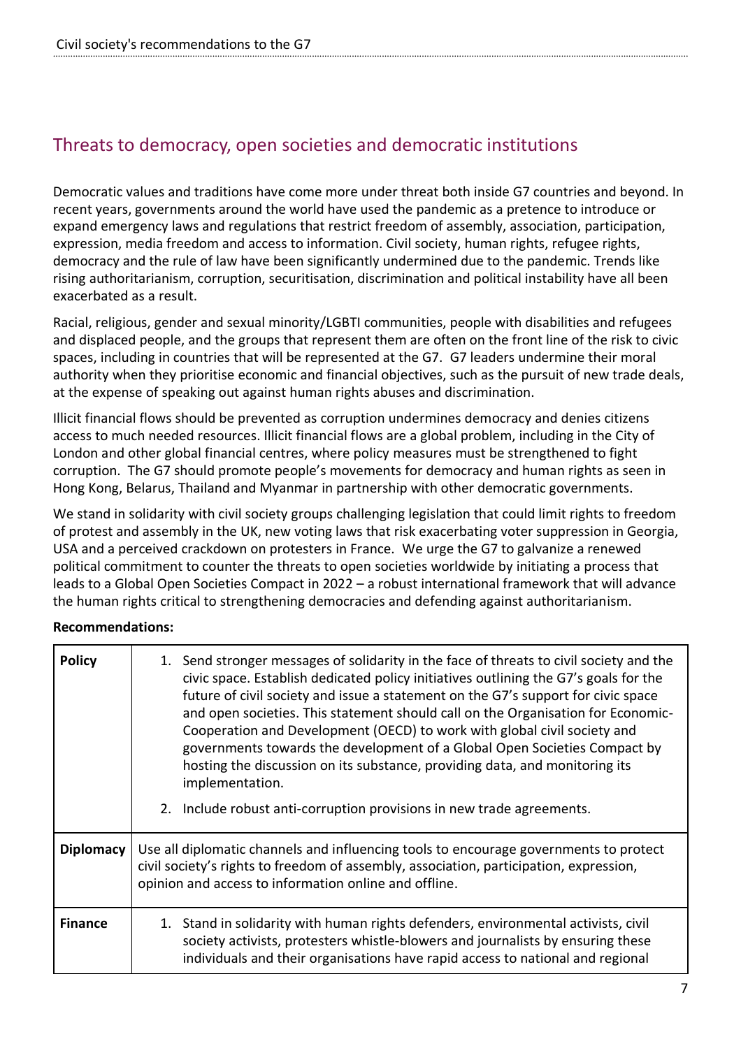## Threats to democracy, open societies and democratic institutions

Democratic values and traditions have come more under threat both inside G7 countries and beyond. In recent years, governments around the world have used the pandemic as a pretence to introduce or expand emergency laws and regulations that restrict freedom of assembly, association, participation, expression, media freedom and access to information. Civil society, human rights, refugee rights, democracy and the rule of law have been significantly undermined due to the pandemic. Trends like rising authoritarianism, corruption, securitisation, discrimination and political instability have all been exacerbated as a result.

Racial, religious, gender and sexual minority/LGBTI communities, people with disabilities and refugees and displaced people, and the groups that represent them are often on the front line of the risk to civic spaces, including in countries that will be represented at the G7. G7 leaders undermine their moral authority when they prioritise economic and financial objectives, such as the pursuit of new trade deals, at the expense of speaking out against human rights abuses and discrimination.

Illicit financial flows should be prevented as corruption undermines democracy and denies citizens access to much needed resources. Illicit financial flows are a global problem, including in the City of London and other global financial centres, where policy measures must be strengthened to fight corruption. The G7 should promote people's movements for democracy and human rights as seen in Hong Kong, Belarus, Thailand and Myanmar in partnership with other democratic governments.

We stand in solidarity with civil society groups challenging legislation that could limit rights to freedom of protest and assembly in the UK, new voting laws that risk exacerbating voter suppression in Georgia, USA and a perceived crackdown on protesters in France. We urge the G7 to galvanize a renewed political commitment to counter the threats to open societies worldwide by initiating a process that leads to a Global Open Societies Compact in 2022 – a robust international framework that will advance the human rights critical to strengthening democracies and defending against authoritarianism.

**Recommendations:**

| | |
|---|---|
| **Policy** | 1. Send stronger messages of solidarity in the face of threats to civil society and the civic space. Establish dedicated policy initiatives outlining the G7's goals for the future of civil society and issue a statement on the G7's support for civic space and open societies. This statement should call on the Organisation for Economic-Cooperation and Development (OECD) to work with global civil society and governments towards the development of a Global Open Societies Compact by hosting the discussion on its substance, providing data, and monitoring its implementation.<br>2. Include robust anti-corruption provisions in new trade agreements. |
| **Diplomacy** | Use all diplomatic channels and influencing tools to encourage governments to protect civil society's rights to freedom of assembly, association, participation, expression, opinion and access to information online and offline. |
| **Finance** | 1. Stand in solidarity with human rights defenders, environmental activists, civil society activists, protesters whistle-blowers and journalists by ensuring these individuals and their organisations have rapid access to national and regional |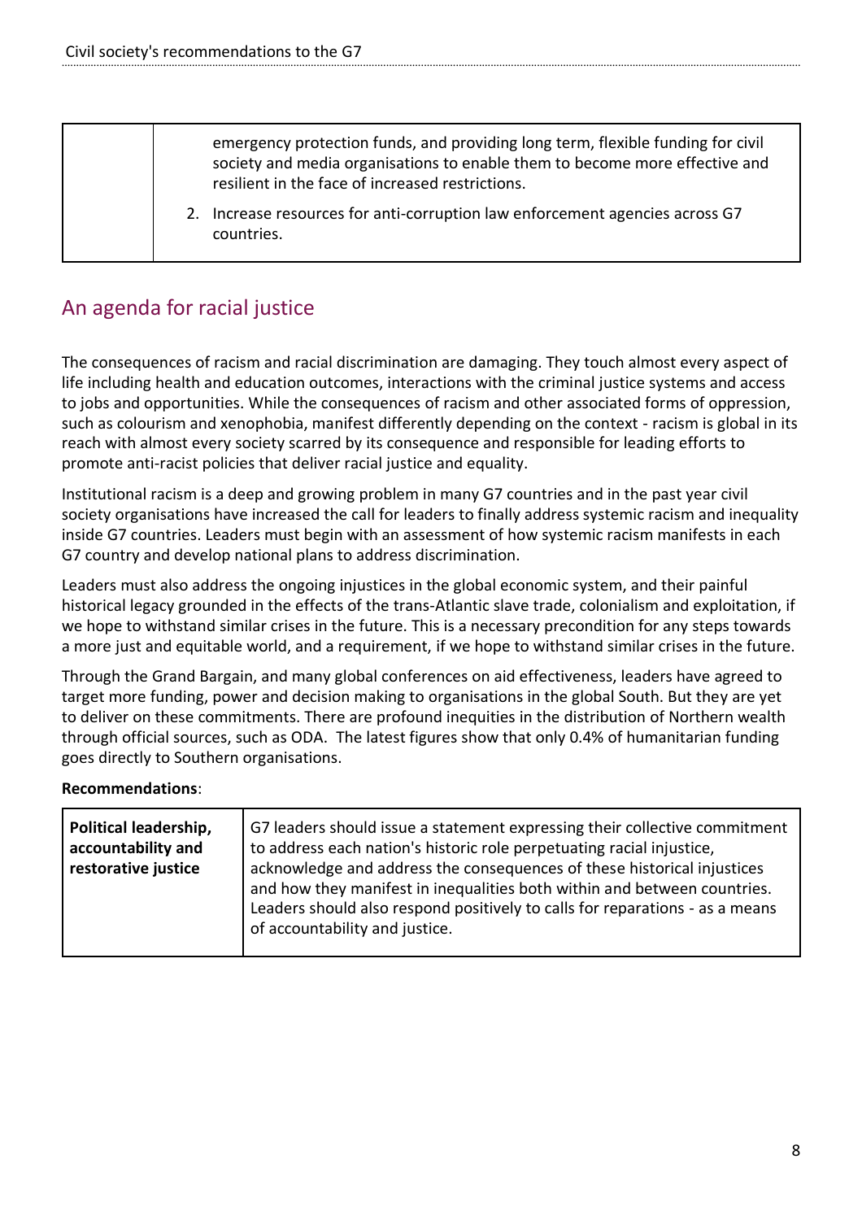|  |  |
|---|---|
|  | emergency protection funds, and providing long term, flexible funding for civil society and media organisations to enable them to become more effective and resilient in the face of increased restrictions.<br>2. Increase resources for anti-corruption law enforcement agencies across G7 countries. |

## An agenda for racial justice

The consequences of racism and racial discrimination are damaging. They touch almost every aspect of life including health and education outcomes, interactions with the criminal justice systems and access to jobs and opportunities. While the consequences of racism and other associated forms of oppression, such as colourism and xenophobia, manifest differently depending on the context - racism is global in its reach with almost every society scarred by its consequence and responsible for leading efforts to promote anti-racist policies that deliver racial justice and equality.

Institutional racism is a deep and growing problem in many G7 countries and in the past year civil society organisations have increased the call for leaders to finally address systemic racism and inequality inside G7 countries. Leaders must begin with an assessment of how systemic racism manifests in each G7 country and develop national plans to address discrimination.

Leaders must also address the ongoing injustices in the global economic system, and their painful historical legacy grounded in the effects of the trans-Atlantic slave trade, colonialism and exploitation, if we hope to withstand similar crises in the future. This is a necessary precondition for any steps towards a more just and equitable world, and a requirement, if we hope to withstand similar crises in the future.

Through the Grand Bargain, and many global conferences on aid effectiveness, leaders have agreed to target more funding, power and decision making to organisations in the global South. But they are yet to deliver on these commitments. There are profound inequities in the distribution of Northern wealth through official sources, such as ODA. The latest figures show that only 0.4% of humanitarian funding goes directly to Southern organisations.

**Recommendations**:

|  |  |
|---|---|
| **Political leadership, accountability and restorative justice** | G7 leaders should issue a statement expressing their collective commitment to address each nation's historic role perpetuating racial injustice, acknowledge and address the consequences of these historical injustices and how they manifest in inequalities both within and between countries. Leaders should also respond positively to calls for reparations - as a means of accountability and justice. |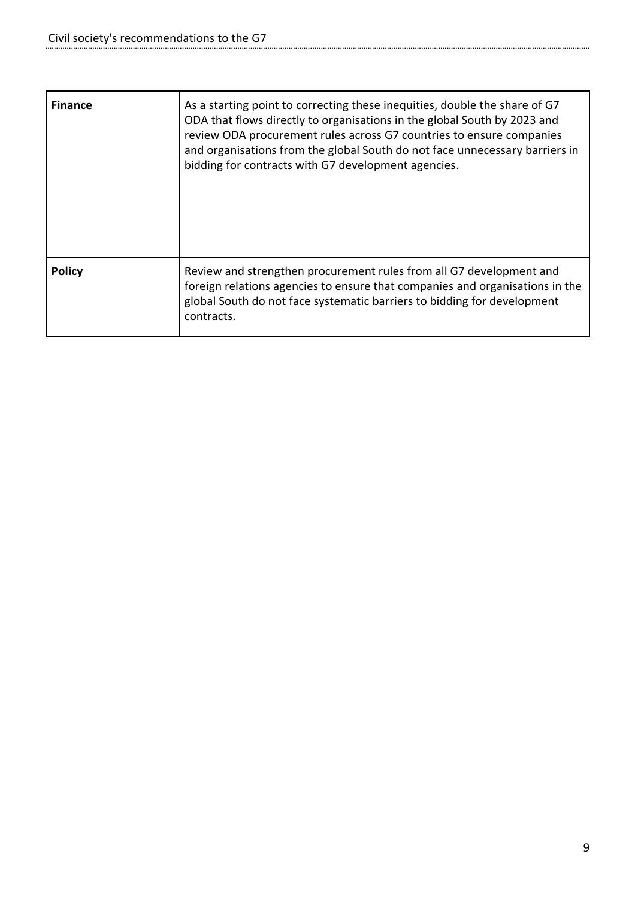| | |
|---|---|
| **Finance** | As a starting point to correcting these inequities, double the share of G7 ODA that flows directly to organisations in the global South by 2023 and review ODA procurement rules across G7 countries to ensure companies and organisations from the global South do not face unnecessary barriers in bidding for contracts with G7 development agencies. |
| **Policy** | Review and strengthen procurement rules from all G7 development and foreign relations agencies to ensure that companies and organisations in the global South do not face systematic barriers to bidding for development contracts. |